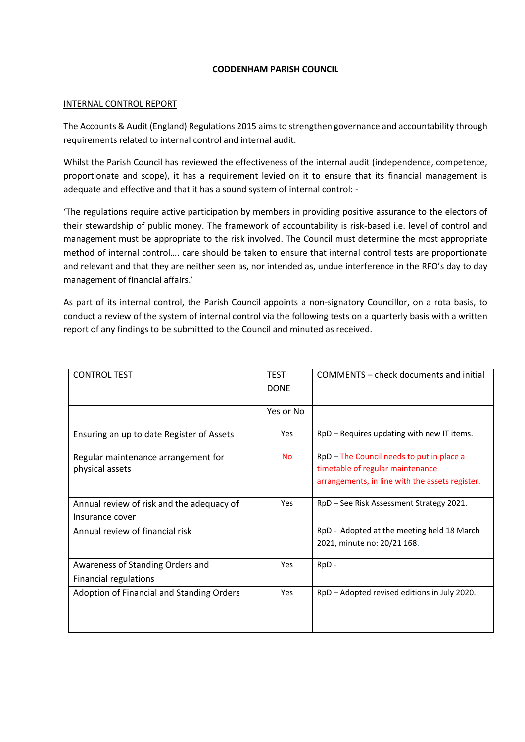**CODDENHAM PARISH COUNCIL**

INTERNAL CONTROL REPORT

The Accounts & Audit (England) Regulations 2015 aims to strengthen governance and accountability through requirements related to internal control and internal audit.

Whilst the Parish Council has reviewed the effectiveness of the internal audit (independence, competence, proportionate and scope), it has a requirement levied on it to ensure that its financial management is adequate and effective and that it has a sound system of internal control: -

'The regulations require active participation by members in providing positive assurance to the electors of their stewardship of public money. The framework of accountability is risk-based i.e. level of control and management must be appropriate to the risk involved. The Council must determine the most appropriate method of internal control…. care should be taken to ensure that internal control tests are proportionate and relevant and that they are neither seen as, nor intended as, undue interference in the RFO's day to day management of financial affairs.'

As part of its internal control, the Parish Council appoints a non-signatory Councillor, on a rota basis, to conduct a review of the system of internal control via the following tests on a quarterly basis with a written report of any findings to be submitted to the Council and minuted as received.

| CONTROL TEST | TEST DONE | COMMENTS – check documents and initial |
|---|---|---|
| | Yes or No | |
| Ensuring an up to date Register of Assets | Yes | RpD – Requires updating with new IT items. |
| Regular maintenance arrangement for physical assets | No | RpD – The Council needs to put in place a timetable of regular maintenance arrangements, in line with the assets register. |
| Annual review of risk and the adequacy of Insurance cover | Yes | RpD – See Risk Assessment Strategy 2021. |
| Annual review of financial risk | | RpD - Adopted at the meeting held 18 March 2021, minute no: 20/21 168. |
| Awareness of Standing Orders and Financial regulations | Yes | RpD - |
| Adoption of Financial and Standing Orders | Yes | RpD – Adopted revised editions in July 2020. |
| | | |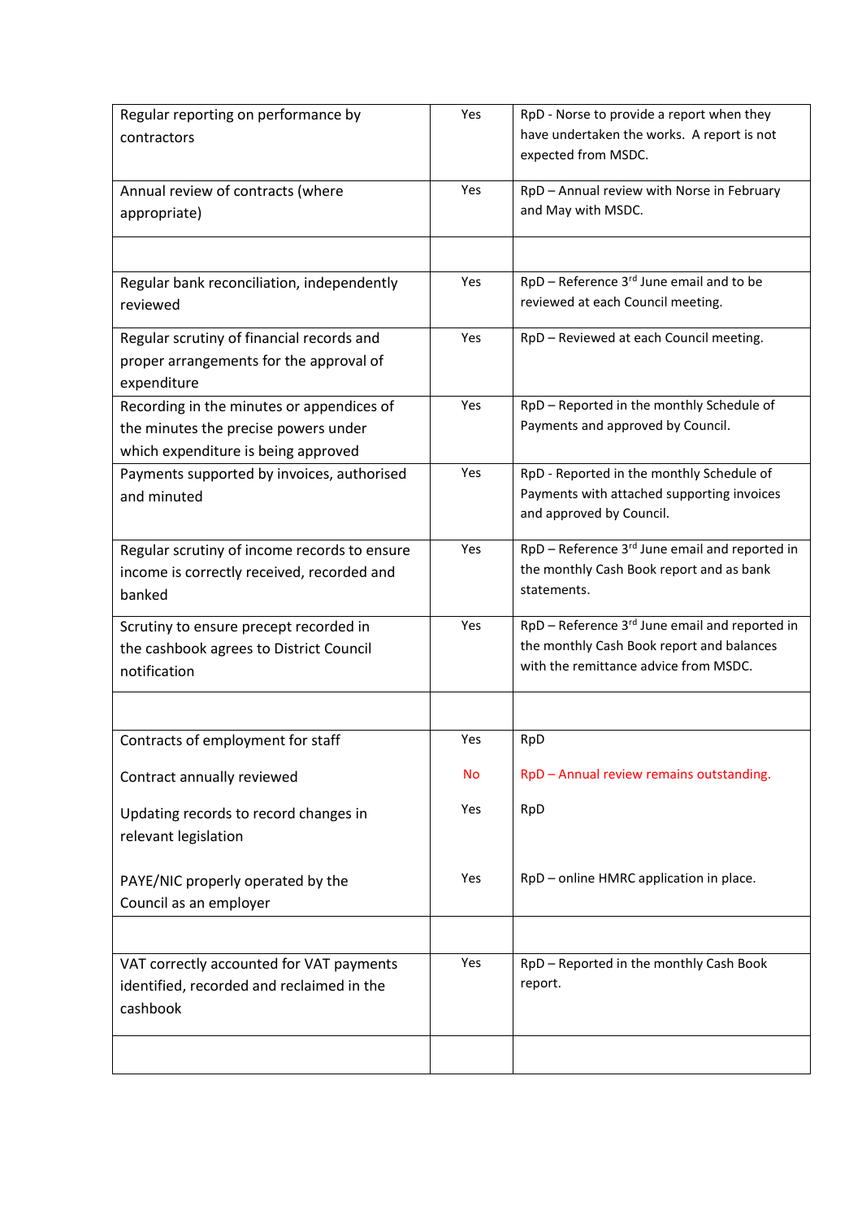| | | |
|---|---|---|
| Regular reporting on performance by contractors | Yes | RpD - Norse to provide a report when they have undertaken the works. A report is not expected from MSDC. |
| Annual review of contracts (where appropriate) | Yes | RpD – Annual review with Norse in February and May with MSDC. |
| | | |
| Regular bank reconciliation, independently reviewed | Yes | RpD – Reference 3rd June email and to be reviewed at each Council meeting. |
| Regular scrutiny of financial records and proper arrangements for the approval of expenditure | Yes | RpD – Reviewed at each Council meeting. |
| Recording in the minutes or appendices of the minutes the precise powers under which expenditure is being approved | Yes | RpD – Reported in the monthly Schedule of Payments and approved by Council. |
| Payments supported by invoices, authorised and minuted | Yes | RpD - Reported in the monthly Schedule of Payments with attached supporting invoices and approved by Council. |
| Regular scrutiny of income records to ensure income is correctly received, recorded and banked | Yes | RpD – Reference 3rd June email and reported in the monthly Cash Book report and as bank statements. |
| Scrutiny to ensure precept recorded in the cashbook agrees to District Council notification | Yes | RpD – Reference 3rd June email and reported in the monthly Cash Book report and balances with the remittance advice from MSDC. |
| | | |
| Contracts of employment for staff | Yes | RpD |
| Contract annually reviewed | No | RpD – Annual review remains outstanding. |
| Updating records to record changes in relevant legislation | Yes | RpD |
| PAYE/NIC properly operated by the Council as an employer | Yes | RpD – online HMRC application in place. |
| | | |
| VAT correctly accounted for VAT payments identified, recorded and reclaimed in the cashbook | Yes | RpD – Reported in the monthly Cash Book report. |
| | | |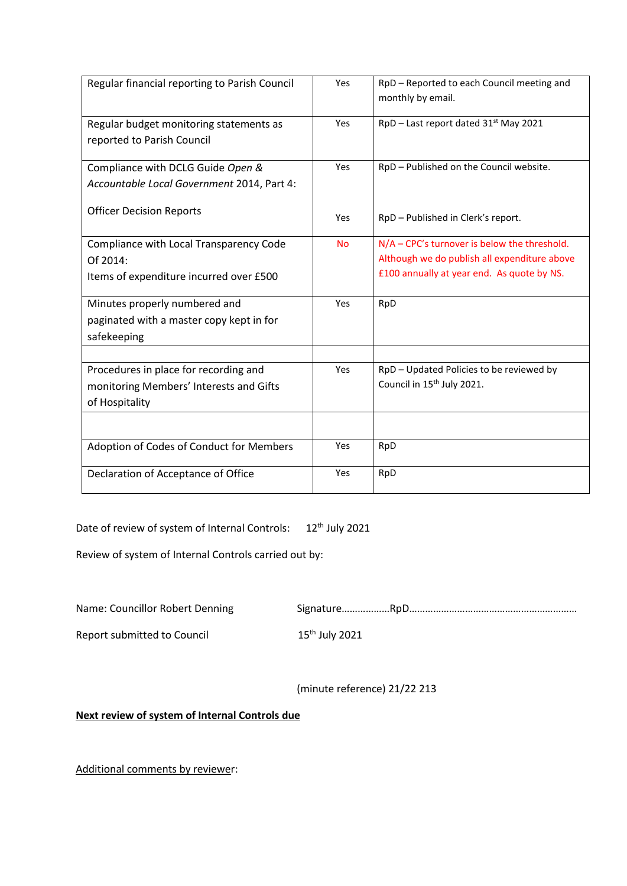| | | |
|---|---|---|
| Regular financial reporting to Parish Council | Yes | RpD – Reported to each Council meeting and monthly by email. |
| Regular budget monitoring statements as reported to Parish Council | Yes | RpD – Last report dated 31st May 2021 |
| Compliance with DCLG Guide *Open & Accountable Local Government* 2014, Part 4:<br><br>Officer Decision Reports | Yes<br><br>Yes | RpD – Published on the Council website.<br><br>RpD – Published in Clerk's report. |
| Compliance with Local Transparency Code Of 2014:<br>Items of expenditure incurred over £500 | No | N/A – CPC's turnover is below the threshold. Although we do publish all expenditure above £100 annually at year end. As quote by NS. |
| Minutes properly numbered and paginated with a master copy kept in for safekeeping | Yes | RpD |
| | | |
| Procedures in place for recording and monitoring Members' Interests and Gifts of Hospitality | Yes | RpD – Updated Policies to be reviewed by Council in 15th July 2021. |
| | | |
| Adoption of Codes of Conduct for Members | Yes | RpD |
| Declaration of Acceptance of Office | Yes | RpD |

Date of review of system of Internal Controls: 12th July 2021

Review of system of Internal Controls carried out by:

Name: Councillor Robert Denning Signature………………RpD………………………………………………………

Report submitted to Council 15th July 2021

(minute reference) 21/22 213

**Next review of system of Internal Controls due**

Additional comments by reviewer: